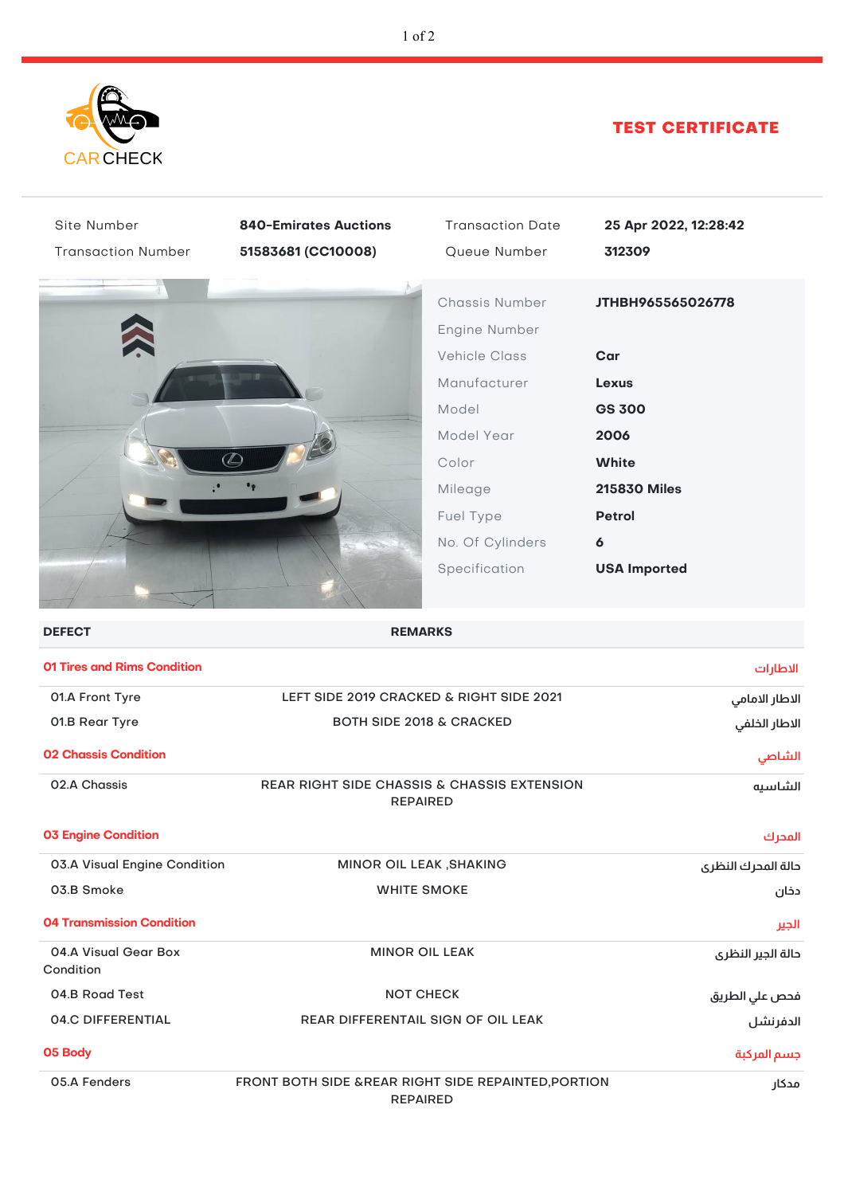CAR CHECK

# TEST CERTIFICATE

| | | | |
|---|---|---|---|
| Site Number | **840-Emirates Auctions** | Transaction Date | **25 Apr 2022, 12:28:42** |
| Transaction Number | **51583681 (CC10008)** | Queue Number | **312309** |

| | |
|---|---|
| Chassis Number | **JTHBH965565026778** |
| Engine Number | |
| Vehicle Class | **Car** |
| Manufacturer | **Lexus** |
| Model | **GS 300** |
| Model Year | **2006** |
| Color | **White** |
| Mileage | **215830 Miles** |
| Fuel Type | **Petrol** |
| No. Of Cylinders | **6** |
| Specification | **USA Imported** |

| DEFECT | REMARKS | |
|---|---|---|
| **01 Tires and Rims Condition** | | **الاطارات** |
| 01.A Front Tyre | LEFT SIDE 2019 CRACKED & RIGHT SIDE 2021 | الاطار الامامي |
| 01.B Rear Tyre | BOTH SIDE 2018 & CRACKED | الاطار الخلفي |
| **02 Chassis Condition** | | **الشاصي** |
| 02.A Chassis | REAR RIGHT SIDE CHASSIS & CHASSIS EXTENSION REPAIRED | الشاسيه |
| **03 Engine Condition** | | **المحرك** |
| 03.A Visual Engine Condition | MINOR OIL LEAK ,SHAKING | حالة المحرك النظرى |
| 03.B Smoke | WHITE SMOKE | دخان |
| **04 Transmission Condition** | | **الجير** |
| 04.A Visual Gear Box Condition | MINOR OIL LEAK | حالة الجير النظرى |
| 04.B Road Test | NOT CHECK | فحص علي الطريق |
| 04.C DIFFERENTIAL | REAR DIFFERENTAIL SIGN OF OIL LEAK | الدفرنشل |
| **05 Body** | | **جسم المركبة** |
| 05.A Fenders | FRONT BOTH SIDE &REAR RIGHT SIDE REPAINTED,PORTION REPAIRED | مدكار |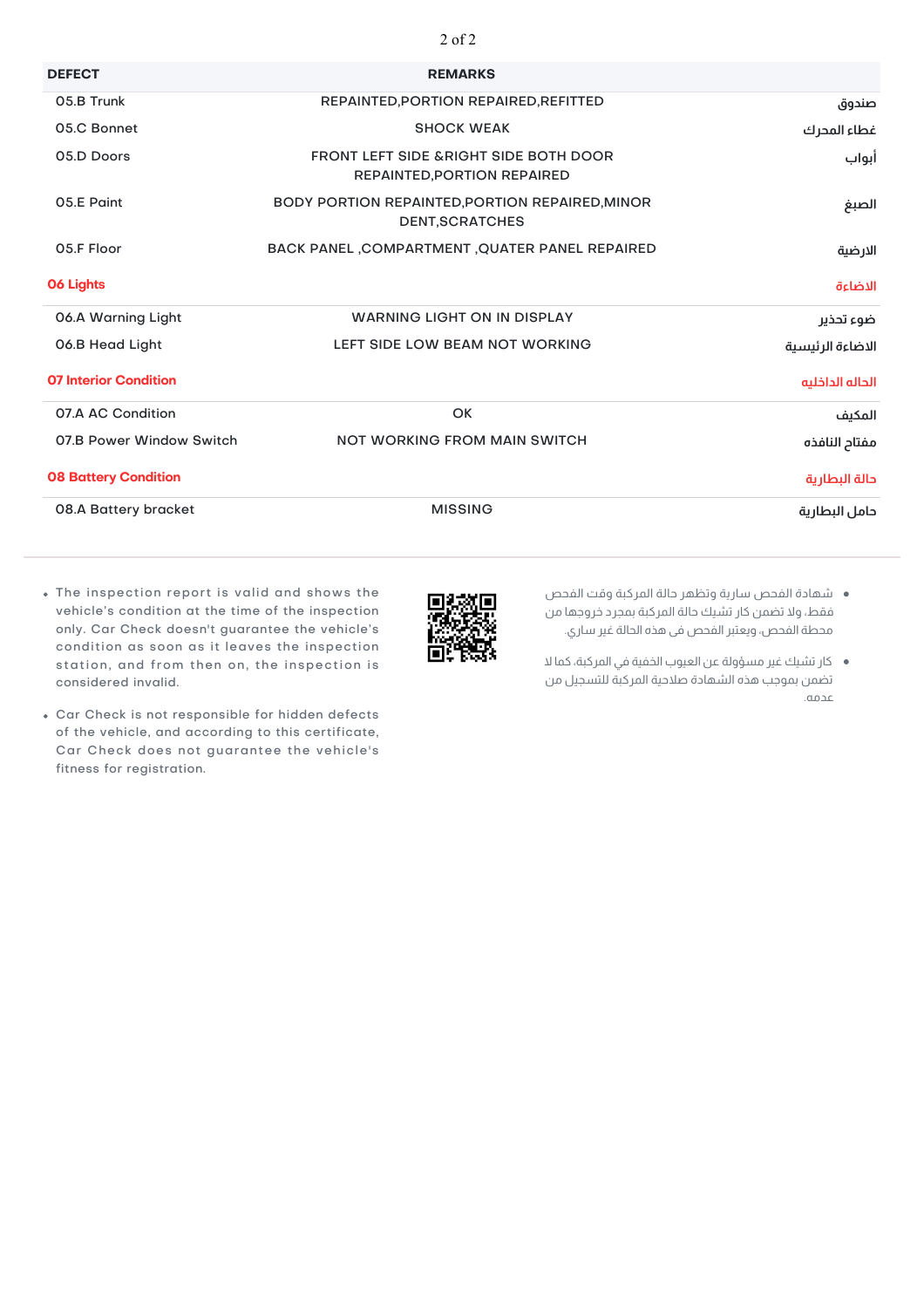| DEFECT | REMARKS | |
|---|---|---|
| 05.B Trunk | REPAINTED,PORTION REPAIRED,REFITTED | صندوق |
| 05.C Bonnet | SHOCK WEAK | غطاء المحرك |
| 05.D Doors | FRONT LEFT SIDE &RIGHT SIDE BOTH DOOR REPAINTED,PORTION REPAIRED | أبواب |
| 05.E Paint | BODY PORTION REPAINTED,PORTION REPAIRED,MINOR DENT,SCRATCHES | الصبغ |
| 05.F Floor | BACK PANEL ,COMPARTMENT ,QUATER PANEL REPAIRED | الارضية |
| **06 Lights** | | **الاضاءة** |
| 06.A Warning Light | WARNING LIGHT ON IN DISPLAY | ضوء تحذير |
| 06.B Head Light | LEFT SIDE LOW BEAM NOT WORKING | الاضاءة الرئيسية |
| **07 Interior Condition** | | **الحالة الداخلية** |
| 07.A AC Condition | OK | المكيف |
| 07.B Power Window Switch | NOT WORKING FROM MAIN SWITCH | مفتاح النافذة |
| **08 Battery Condition** | | **حالة البطارية** |
| 08.A Battery bracket | MISSING | حامل البطارية |

- The inspection report is valid and shows the vehicle's condition at the time of the inspection only. Car Check doesn't guarantee the vehicle's condition as soon as it leaves the inspection station, and from then on, the inspection is considered invalid.
- Car Check is not responsible for hidden defects of the vehicle, and according to this certificate, Car Check does not guarantee the vehicle's fitness for registration.

- شهادة الفحص سارية وتظهر حالة المركبة وقت الفحص فقط، ولا تضمن كار تشيك حالة المركبة بمجرد خروجها من محطة الفحص، ويعتبر الفحص في هذه الحالة غير ساري.
- كار تشيك غير مسؤولة عن العيوب الخفية في المركبة، كما لا تضمن بموجب هذه الشهادة صلاحية المركبة للتسجيل من عدمه.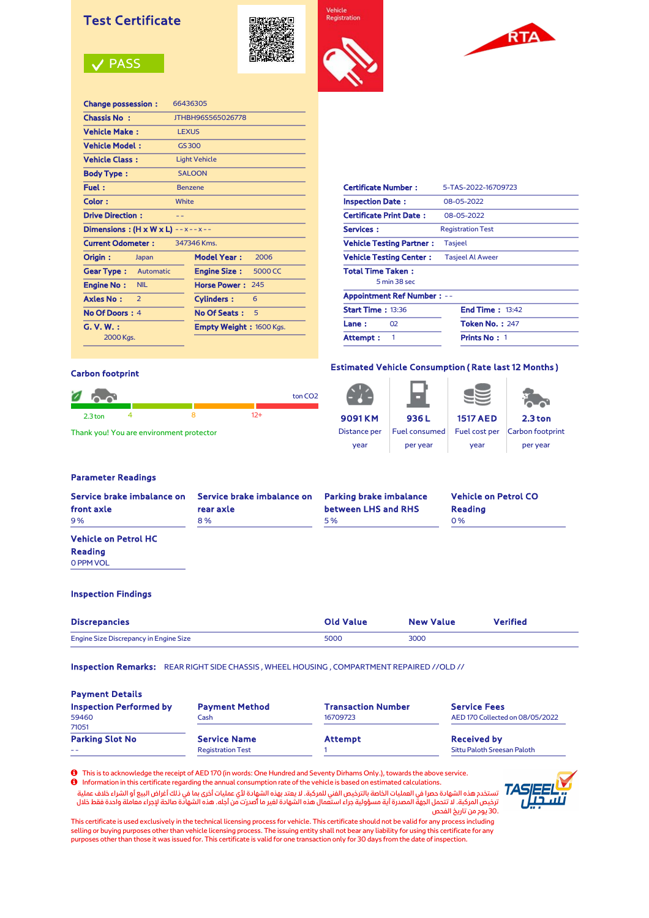# Test Certificate

✓ PASS

Vehicle Registration

RTA

| | |
|---|---|
| **Change possession :** | 66436305 |
| **Chassis No :** | JTHBH96S565026778 |
| **Vehicle Make :** | LEXUS |
| **Vehicle Model :** | GS300 |
| **Vehicle Class :** | Light Vehicle |
| **Body Type :** | SALOON |
| **Fuel :** | Benzene |
| **Color :** | White |
| **Drive Direction :** | - - |
| **Dimensions : (H x W x L)** | - - x - - x - - |
| **Current Odometer :** | 347346 Kms. |

| | | | |
|---|---|---|---|
| **Origin :** | Japan | **Model Year :** | 2006 |
| **Gear Type :** | Automatic | **Engine Size :** | 5000 CC |
| **Engine No :** | NIL | **Horse Power :** | 245 |
| **Axles No :** | 2 | **Cylinders :** | 6 |
| **No Of Doors :** | 4 | **No Of Seats :** | 5 |
| **G. V. W. :** | 2000 Kgs. | **Empty Weight :** | 1600 Kgs. |

| | |
|---|---|
| **Certificate Number :** | 5-TAS-2022-16709723 |
| **Inspection Date :** | 08-05-2022 |
| **Certificate Print Date :** | 08-05-2022 |
| **Services :** | Registration Test |
| **Vehicle Testing Partner :** | Tasjeel |
| **Vehicle Testing Center :** | Tasjeel Al Aweer |
| **Total Time Taken :** | 5 min 38 sec |
| **Appointment Ref Number :** | - - |

| | | | |
|---|---|---|---|
| **Start Time :** | 13:36 | **End Time :** | 13:42 |
| **Lane :** | 02 | **Token No. :** | 247 |
| **Attempt :** | 1 | **Prints No :** | 1 |

## Carbon footprint

ton CO2

2.3 ton 4 8 12+

Thank you! You are environment protector

## Estimated Vehicle Consumption ( Rate last 12 Months )

| | | | |
|---|---|---|---|
| **9091 KM** | **936 L** | **1517 AED** | **2.3 ton** |
| Distance per year | Fuel consumed per year | Fuel cost per year | Carbon footprint per year |

## Parameter Readings

| | | | |
|---|---|---|---|
| **Service brake imbalance on front axle** | **Service brake imbalance on rear axle** | **Parking brake imbalance between LHS and RHS** | **Vehicle on Petrol CO Reading** |
| 9 % | 8 % | 5 % | 0 % |
| **Vehicle on Petrol HC Reading** | | | |
| 0 PPM VOL | | | |

## Inspection Findings

| Discrepancies | Old Value | New Value | Verified |
|---|---|---|---|
| Engine Size Discrepancy in Engine Size | 5000 | 3000 | |

**Inspection Remarks:** REAR RIGHT SIDE CHASSIS , WHEEL HOUSING , COMPARTMENT REPAIRED //OLD //

## Payment Details

| | | | |
|---|---|---|---|
| **Inspection Performed by** | **Payment Method** | **Transaction Number** | **Service Fees** |
| 59460 71051 | Cash | 16709723 | AED 170 Collected on 08/05/2022 |
| **Parking Slot No** | **Service Name** | **Attempt** | **Received by** |
| - - | Registration Test | 1 | Sittu Paloth Sreesan Paloth |

This is to acknowledge the receipt of AED 170 (in words: One Hundred and Seventy Dirhams Only.), towards the above service.

Information in this certificate regarding the annual consumption rate of the vehicle is based on estimated calculations.

تستخدم هذه الشهادة حصرا في العمليات الخاصة بالترخيص الفني للمركبة. لا يعتد بهذه الشهادة لأي عمليات أخرى بما في ذلك أغراض البيع أو الشراء خلاف عملية ترخيص المركبة. لا تتحمل الجهة المصدرة أية مسؤولية جراء استعمال هذه الشهادة لغير ما أصدرت من أجله. هذه الشهادة صالحة لإجراء معاملة واحدة فقط خلال 30 يوم من تاريخ الفحص.

This certificate is used exclusively in the technical licensing process for vehicle. This certificate should not be valid for any process including selling or buying purposes other than vehicle licensing process. The issuing entity shall not bear any liability for using this certificate for any purposes other than those it was issued for. This certificate is valid for one transaction only for 30 days from the date of inspection.

TASJEEL تسجيل